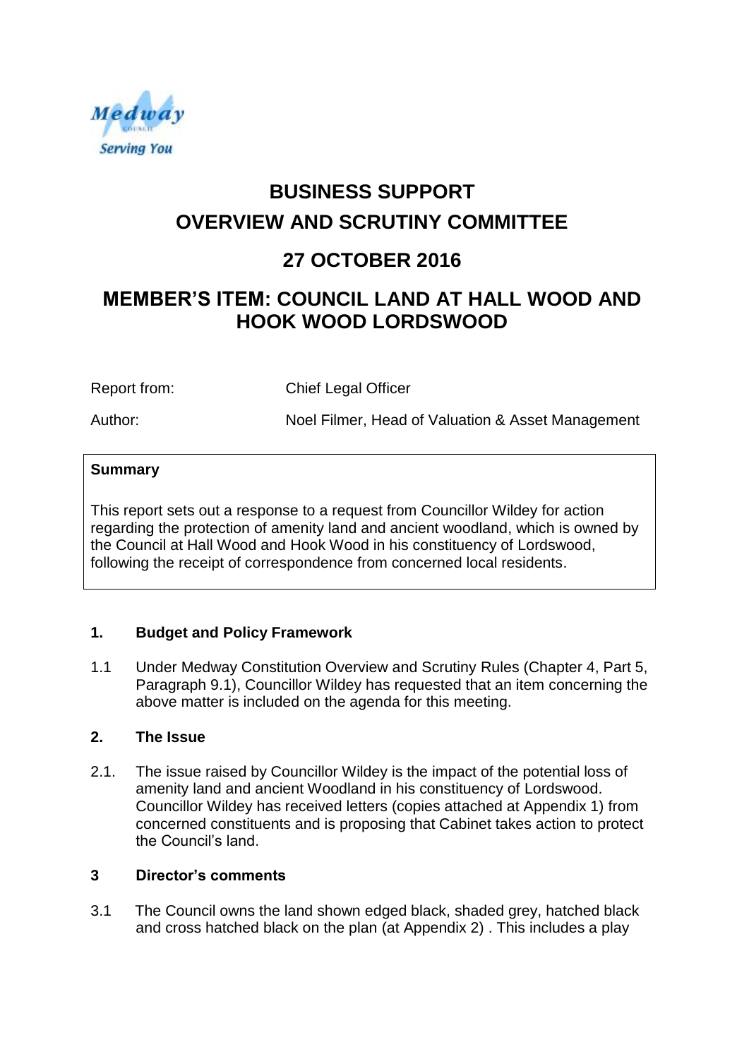# BUSINESS SUPPORT OVERVIEW AND SCRUTINY COMMITTEE

## 27 OCTOBER 2016

## MEMBER'S ITEM: COUNCIL LAND AT HALL WOOD AND HOOK WOOD LORDSWOOD

Report from: Chief Legal Officer

Author: Noel Filmer, Head of Valuation & Asset Management

**Summary**

This report sets out a response to a request from Councillor Wildey for action regarding the protection of amenity land and ancient woodland, which is owned by the Council at Hall Wood and Hook Wood in his constituency of Lordswood, following the receipt of correspondence from concerned local residents.

### 1. Budget and Policy Framework

1.1 Under Medway Constitution Overview and Scrutiny Rules (Chapter 4, Part 5, Paragraph 9.1), Councillor Wildey has requested that an item concerning the above matter is included on the agenda for this meeting.

### 2. The Issue

2.1. The issue raised by Councillor Wildey is the impact of the potential loss of amenity land and ancient Woodland in his constituency of Lordswood. Councillor Wildey has received letters (copies attached at Appendix 1) from concerned constituents and is proposing that Cabinet takes action to protect the Council's land.

### 3 Director's comments

3.1 The Council owns the land shown edged black, shaded grey, hatched black and cross hatched black on the plan (at Appendix 2) . This includes a play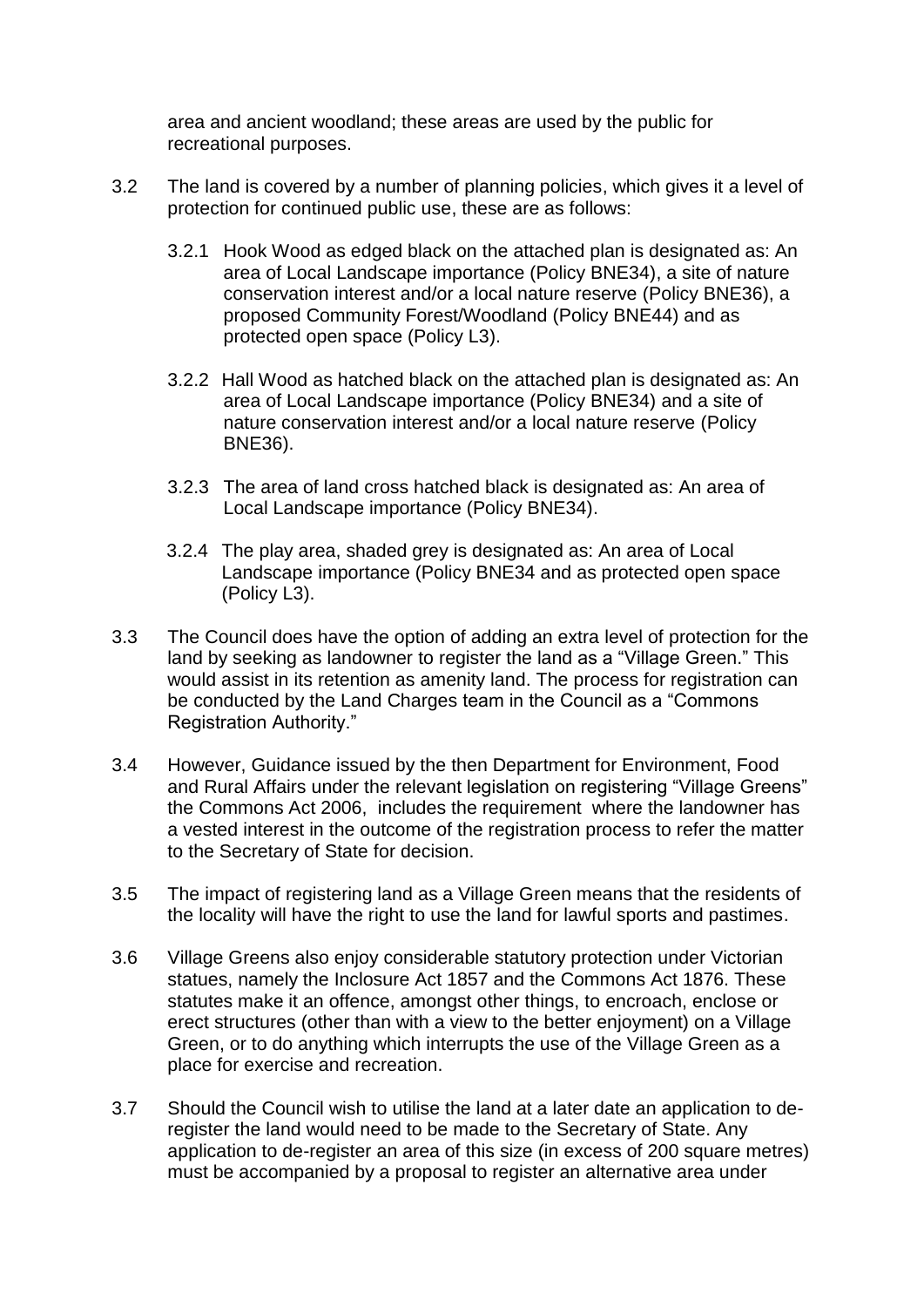area and ancient woodland; these areas are used by the public for recreational purposes.

3.2 The land is covered by a number of planning policies, which gives it a level of protection for continued public use, these are as follows:

3.2.1 Hook Wood as edged black on the attached plan is designated as: An area of Local Landscape importance (Policy BNE34), a site of nature conservation interest and/or a local nature reserve (Policy BNE36), a proposed Community Forest/Woodland (Policy BNE44) and as protected open space (Policy L3).

3.2.2 Hall Wood as hatched black on the attached plan is designated as: An area of Local Landscape importance (Policy BNE34) and a site of nature conservation interest and/or a local nature reserve (Policy BNE36).

3.2.3 The area of land cross hatched black is designated as: An area of Local Landscape importance (Policy BNE34).

3.2.4 The play area, shaded grey is designated as: An area of Local Landscape importance (Policy BNE34 and as protected open space (Policy L3).

3.3 The Council does have the option of adding an extra level of protection for the land by seeking as landowner to register the land as a "Village Green." This would assist in its retention as amenity land. The process for registration can be conducted by the Land Charges team in the Council as a "Commons Registration Authority."

3.4 However, Guidance issued by the then Department for Environment, Food and Rural Affairs under the relevant legislation on registering "Village Greens" the Commons Act 2006, includes the requirement where the landowner has a vested interest in the outcome of the registration process to refer the matter to the Secretary of State for decision.

3.5 The impact of registering land as a Village Green means that the residents of the locality will have the right to use the land for lawful sports and pastimes.

3.6 Village Greens also enjoy considerable statutory protection under Victorian statues, namely the Inclosure Act 1857 and the Commons Act 1876. These statutes make it an offence, amongst other things, to encroach, enclose or erect structures (other than with a view to the better enjoyment) on a Village Green, or to do anything which interrupts the use of the Village Green as a place for exercise and recreation.

3.7 Should the Council wish to utilise the land at a later date an application to de-register the land would need to be made to the Secretary of State. Any application to de-register an area of this size (in excess of 200 square metres) must be accompanied by a proposal to register an alternative area under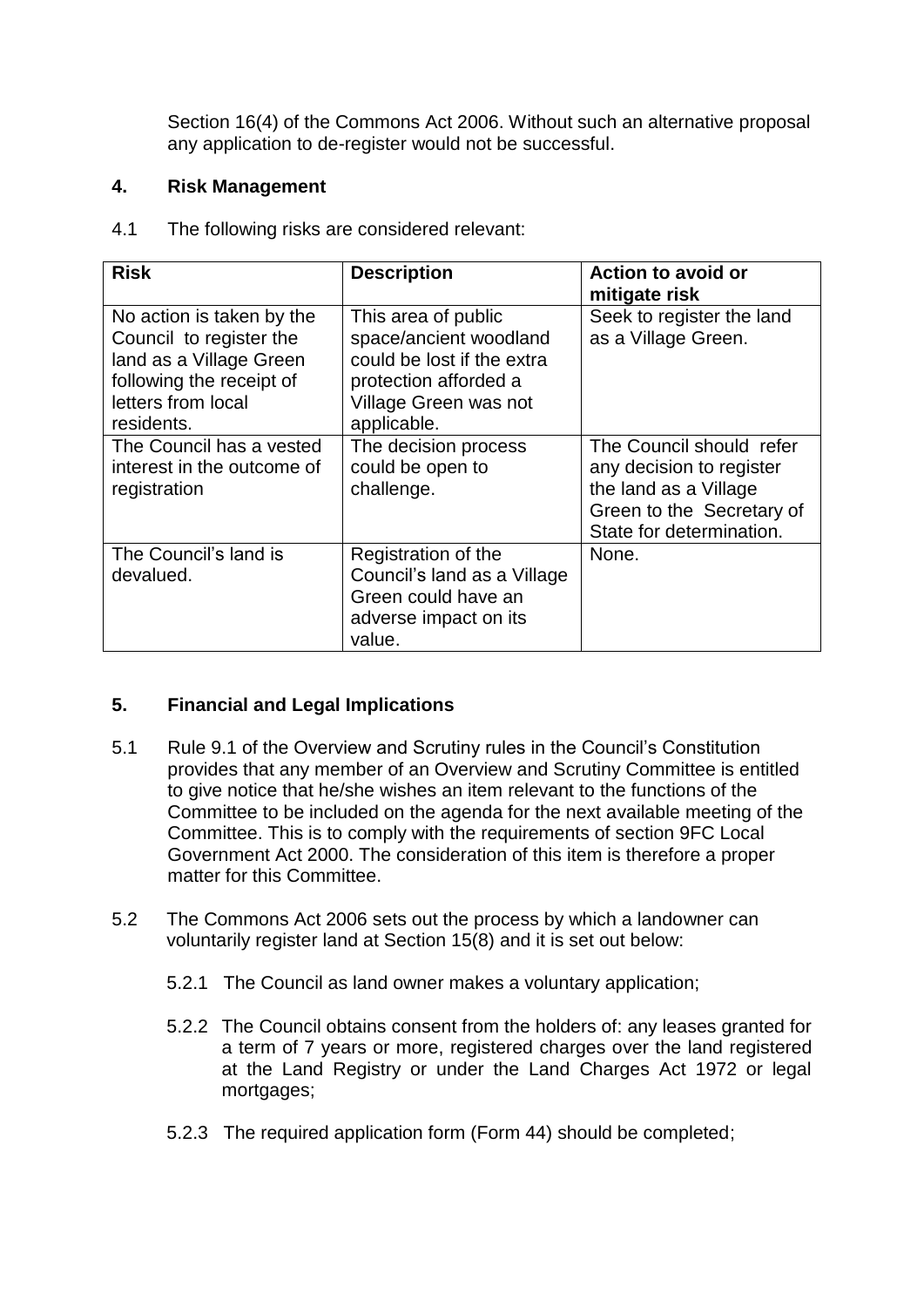Section 16(4) of the Commons Act 2006. Without such an alternative proposal any application to de-register would not be successful.

## 4. Risk Management

4.1 The following risks are considered relevant:

| Risk | Description | Action to avoid or mitigate risk |
| --- | --- | --- |
| No action is taken by the Council to register the land as a Village Green following the receipt of letters from local residents. | This area of public space/ancient woodland could be lost if the extra protection afforded a Village Green was not applicable. | Seek to register the land as a Village Green. |
| The Council has a vested interest in the outcome of registration | The decision process could be open to challenge. | The Council should refer any decision to register the land as a Village Green to the Secretary of State for determination. |
| The Council's land is devalued. | Registration of the Council's land as a Village Green could have an adverse impact on its value. | None. |

## 5. Financial and Legal Implications

5.1 Rule 9.1 of the Overview and Scrutiny rules in the Council's Constitution provides that any member of an Overview and Scrutiny Committee is entitled to give notice that he/she wishes an item relevant to the functions of the Committee to be included on the agenda for the next available meeting of the Committee. This is to comply with the requirements of section 9FC Local Government Act 2000. The consideration of this item is therefore a proper matter for this Committee.

5.2 The Commons Act 2006 sets out the process by which a landowner can voluntarily register land at Section 15(8) and it is set out below:

5.2.1 The Council as land owner makes a voluntary application;

5.2.2 The Council obtains consent from the holders of: any leases granted for a term of 7 years or more, registered charges over the land registered at the Land Registry or under the Land Charges Act 1972 or legal mortgages;

5.2.3 The required application form (Form 44) should be completed;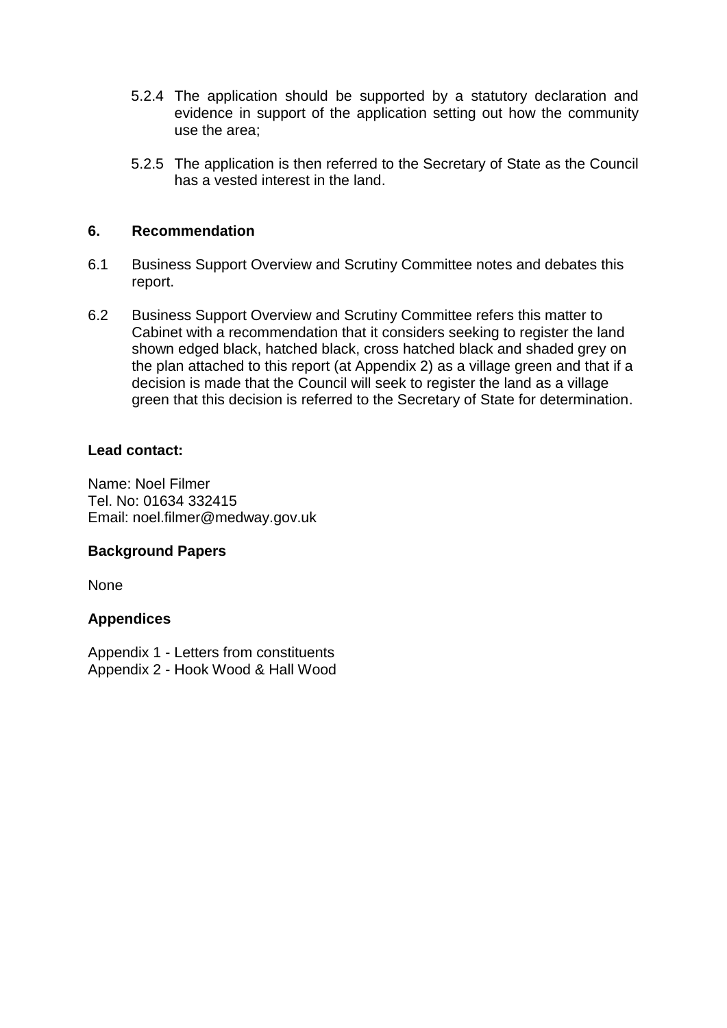5.2.4 The application should be supported by a statutory declaration and evidence in support of the application setting out how the community use the area;

5.2.5 The application is then referred to the Secretary of State as the Council has a vested interest in the land.

## 6. Recommendation

6.1 Business Support Overview and Scrutiny Committee notes and debates this report.

6.2 Business Support Overview and Scrutiny Committee refers this matter to Cabinet with a recommendation that it considers seeking to register the land shown edged black, hatched black, cross hatched black and shaded grey on the plan attached to this report (at Appendix 2) as a village green and that if a decision is made that the Council will seek to register the land as a village green that this decision is referred to the Secretary of State for determination.

**Lead contact:**

Name: Noel Filmer
Tel. No: 01634 332415
Email: noel.filmer@medway.gov.uk

**Background Papers**

None

**Appendices**

Appendix 1 - Letters from constituents
Appendix 2 - Hook Wood & Hall Wood